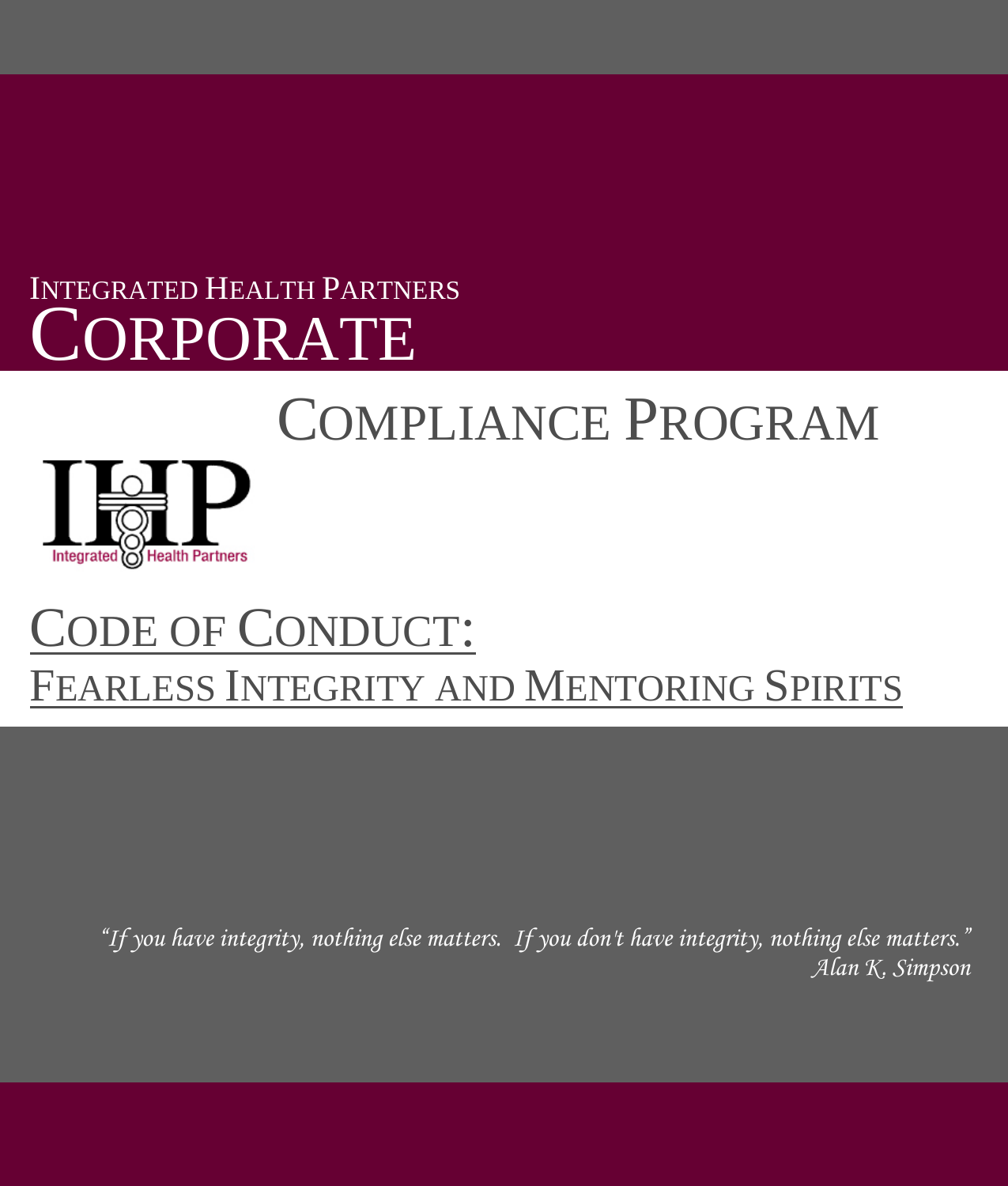# Integrated Health Partners Corporate Compliance Program

Integrated Health Partners

## Code of Conduct:

## Fearless Integrity and Mentoring Spirits

*"If you have integrity, nothing else matters. If you don't have integrity, nothing else matters."*
*Alan K. Simpson*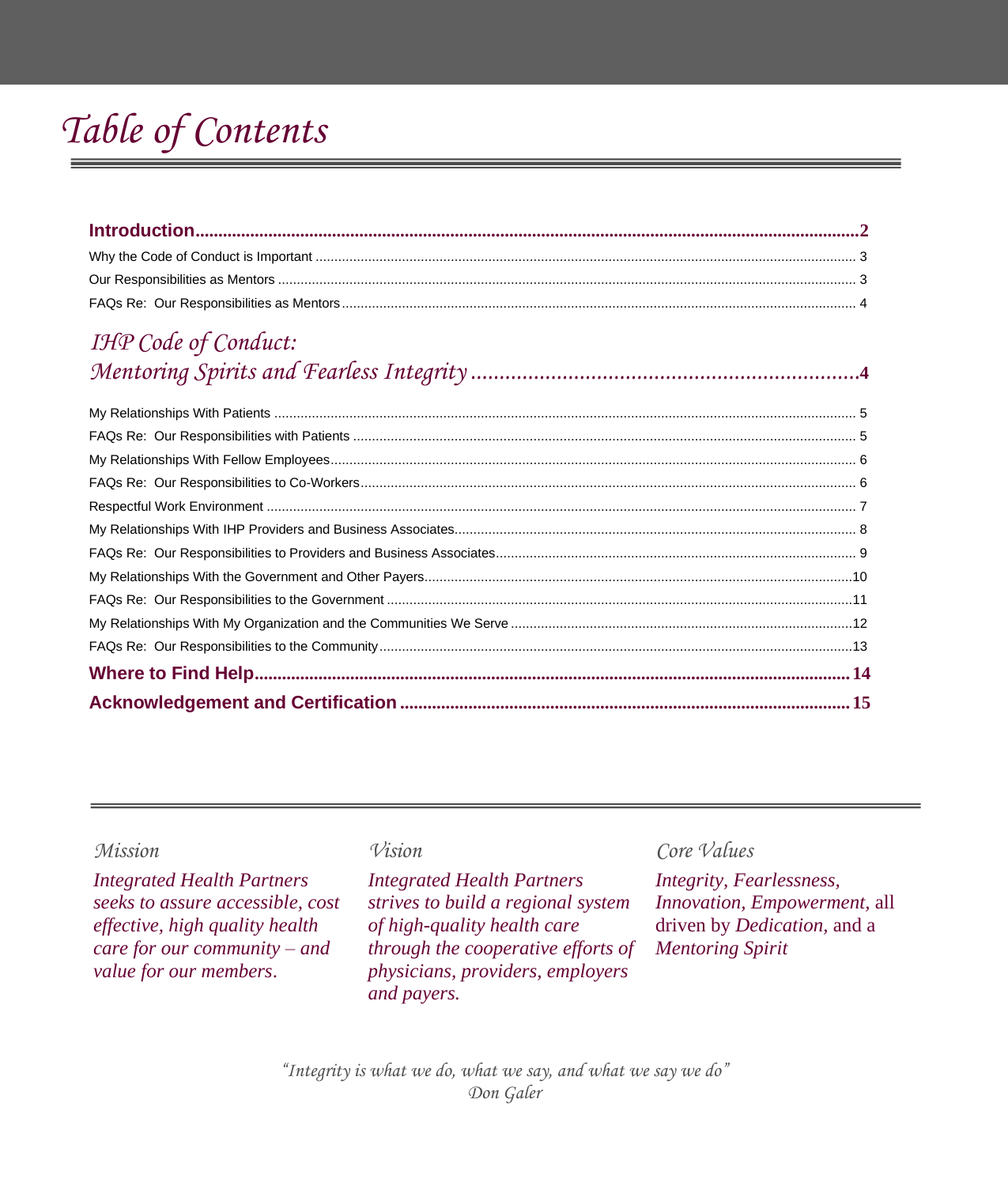# Table of Contents

**Introduction** .................................................. **2**

Why the Code of Conduct is Important .................................................. 3

Our Responsibilities as Mentors .................................................. 3

FAQs Re: Our Responsibilities as Mentors .................................................. 4

*IHP Code of Conduct:*
*Mentoring Spirits and Fearless Integrity* .................................................. **4**

My Relationships With Patients .................................................. 5

FAQs Re: Our Responsibilities with Patients .................................................. 5

My Relationships With Fellow Employees .................................................. 6

FAQs Re: Our Responsibilities to Co-Workers .................................................. 6

Respectful Work Environment .................................................. 7

My Relationships With IHP Providers and Business Associates .................................................. 8

FAQs Re: Our Responsibilities to Providers and Business Associates .................................................. 9

My Relationships With the Government and Other Payers .................................................. 10

FAQs Re: Our Responsibilities to the Government .................................................. 11

My Relationships With My Organization and the Communities We Serve .................................................. 12

FAQs Re: Our Responsibilities to the Community .................................................. 13

**Where to Find Help** .................................................. **14**

**Acknowledgement and Certification** .................................................. **15**

---

*Mission*

*Integrated Health Partners seeks to assure accessible, cost effective, high quality health care for our community – and value for our members.*

*Vision*

*Integrated Health Partners strives to build a regional system of high-quality health care through the cooperative efforts of physicians, providers, employers and payers.*

*Core Values*

*Integrity, Fearlessness, Innovation, Empowerment,* all driven by *Dedication*, and a *Mentoring Spirit*

*"Integrity is what we do, what we say, and what we say we do"*
*Don Galer*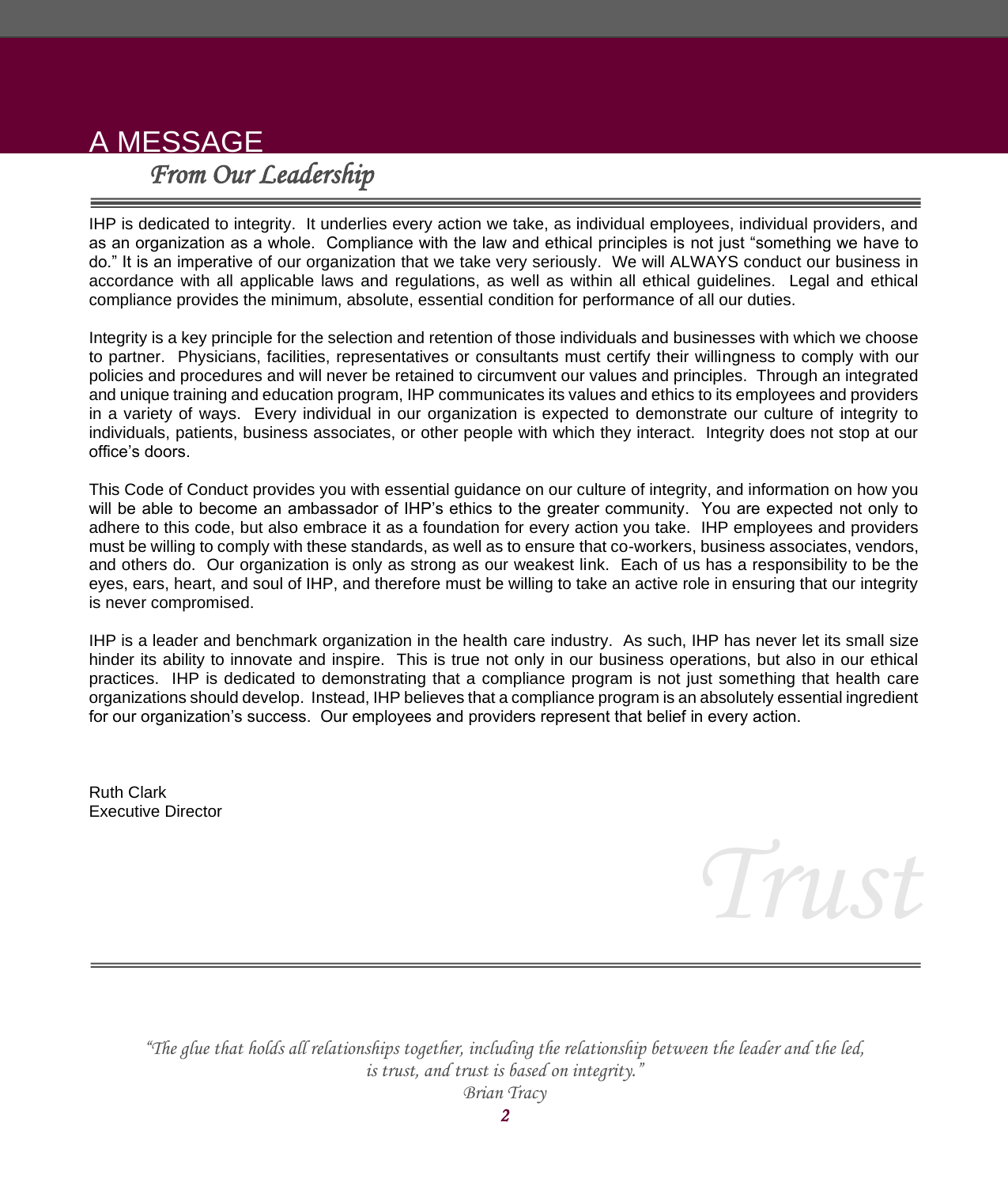# A MESSAGE
## *From Our Leadership*

IHP is dedicated to integrity. It underlies every action we take, as individual employees, individual providers, and as an organization as a whole. Compliance with the law and ethical principles is not just "something we have to do." It is an imperative of our organization that we take very seriously. We will ALWAYS conduct our business in accordance with all applicable laws and regulations, as well as within all ethical guidelines. Legal and ethical compliance provides the minimum, absolute, essential condition for performance of all our duties.

Integrity is a key principle for the selection and retention of those individuals and businesses with which we choose to partner. Physicians, facilities, representatives or consultants must certify their willingness to comply with our policies and procedures and will never be retained to circumvent our values and principles. Through an integrated and unique training and education program, IHP communicates its values and ethics to its employees and providers in a variety of ways. Every individual in our organization is expected to demonstrate our culture of integrity to individuals, patients, business associates, or other people with which they interact. Integrity does not stop at our office's doors.

This Code of Conduct provides you with essential guidance on our culture of integrity, and information on how you will be able to become an ambassador of IHP's ethics to the greater community. You are expected not only to adhere to this code, but also embrace it as a foundation for every action you take. IHP employees and providers must be willing to comply with these standards, as well as to ensure that co-workers, business associates, vendors, and others do. Our organization is only as strong as our weakest link. Each of us has a responsibility to be the eyes, ears, heart, and soul of IHP, and therefore must be willing to take an active role in ensuring that our integrity is never compromised.

IHP is a leader and benchmark organization in the health care industry. As such, IHP has never let its small size hinder its ability to innovate and inspire. This is true not only in our business operations, but also in our ethical practices. IHP is dedicated to demonstrating that a compliance program is not just something that health care organizations should develop. Instead, IHP believes that a compliance program is an absolutely essential ingredient for our organization's success. Our employees and providers represent that belief in every action.

Ruth Clark
Executive Director

*Trust*

*"The glue that holds all relationships together, including the relationship between the leader and the led, is trust, and trust is based on integrity."*
*Brian Tracy*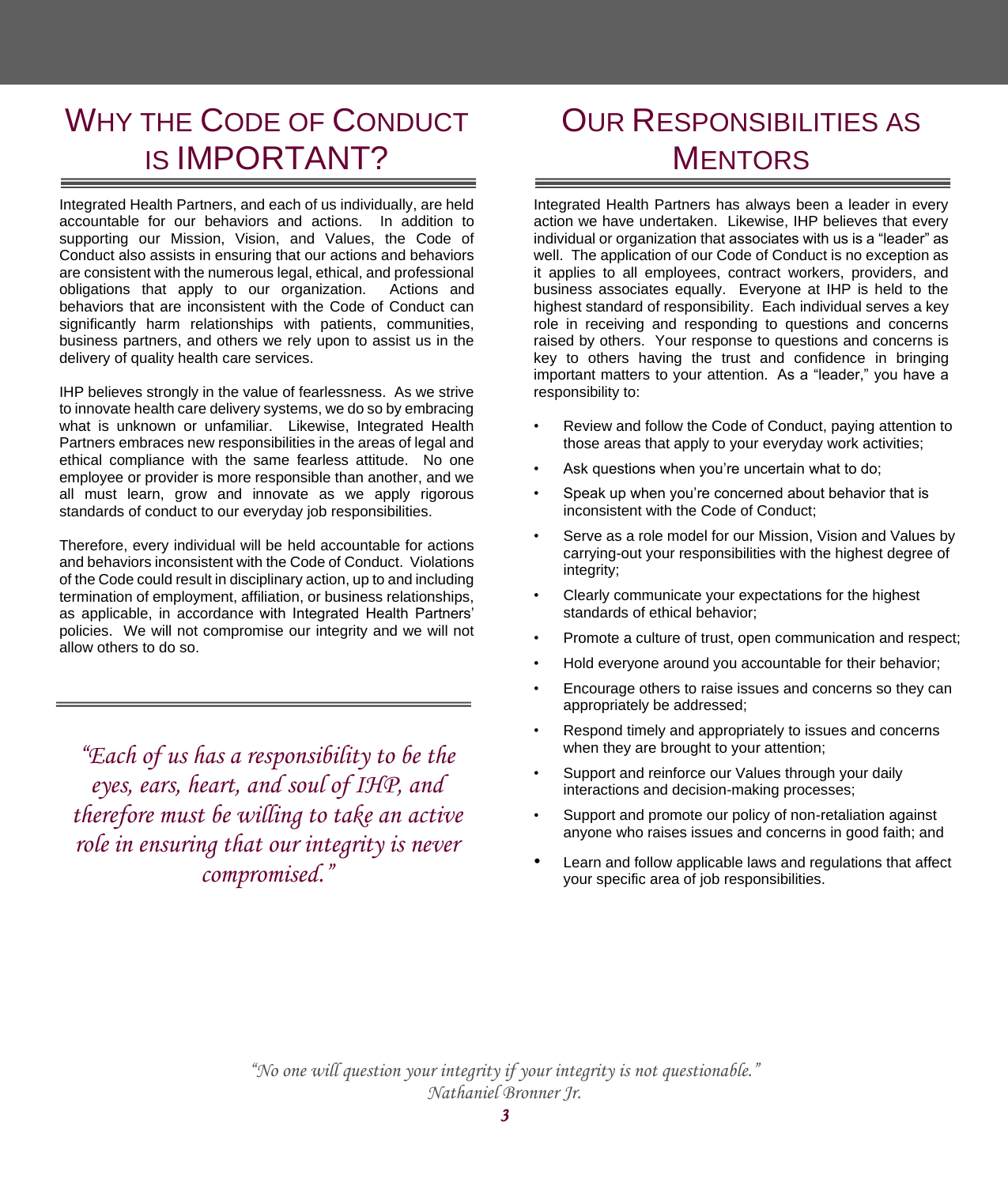# Why the Code of Conduct is IMPORTANT?

Integrated Health Partners, and each of us individually, are held accountable for our behaviors and actions. In addition to supporting our Mission, Vision, and Values, the Code of Conduct also assists in ensuring that our actions and behaviors are consistent with the numerous legal, ethical, and professional obligations that apply to our organization. Actions and behaviors that are inconsistent with the Code of Conduct can significantly harm relationships with patients, communities, business partners, and others we rely upon to assist us in the delivery of quality health care services.

IHP believes strongly in the value of fearlessness. As we strive to innovate health care delivery systems, we do so by embracing what is unknown or unfamiliar. Likewise, Integrated Health Partners embraces new responsibilities in the areas of legal and ethical compliance with the same fearless attitude. No one employee or provider is more responsible than another, and we all must learn, grow and innovate as we apply rigorous standards of conduct to our everyday job responsibilities.

Therefore, every individual will be held accountable for actions and behaviors inconsistent with the Code of Conduct. Violations of the Code could result in disciplinary action, up to and including termination of employment, affiliation, or business relationships, as applicable, in accordance with Integrated Health Partners' policies. We will not compromise our integrity and we will not allow others to do so.

*"Each of us has a responsibility to be the eyes, ears, heart, and soul of IHP, and therefore must be willing to take an active role in ensuring that our integrity is never compromised."*

# Our Responsibilities as Mentors

Integrated Health Partners has always been a leader in every action we have undertaken. Likewise, IHP believes that every individual or organization that associates with us is a "leader" as well. The application of our Code of Conduct is no exception as it applies to all employees, contract workers, providers, and business associates equally. Everyone at IHP is held to the highest standard of responsibility. Each individual serves a key role in receiving and responding to questions and concerns raised by others. Your response to questions and concerns is key to others having the trust and confidence in bringing important matters to your attention. As a "leader," you have a responsibility to:

- Review and follow the Code of Conduct, paying attention to those areas that apply to your everyday work activities;
- Ask questions when you're uncertain what to do;
- Speak up when you're concerned about behavior that is inconsistent with the Code of Conduct;
- Serve as a role model for our Mission, Vision and Values by carrying-out your responsibilities with the highest degree of integrity;
- Clearly communicate your expectations for the highest standards of ethical behavior;
- Promote a culture of trust, open communication and respect;
- Hold everyone around you accountable for their behavior;
- Encourage others to raise issues and concerns so they can appropriately be addressed;
- Respond timely and appropriately to issues and concerns when they are brought to your attention;
- Support and reinforce our Values through your daily interactions and decision-making processes;
- Support and promote our policy of non-retaliation against anyone who raises issues and concerns in good faith; and
- Learn and follow applicable laws and regulations that affect your specific area of job responsibilities.

*"No one will question your integrity if your integrity is not questionable."*
*Nathaniel Bronner Jr.*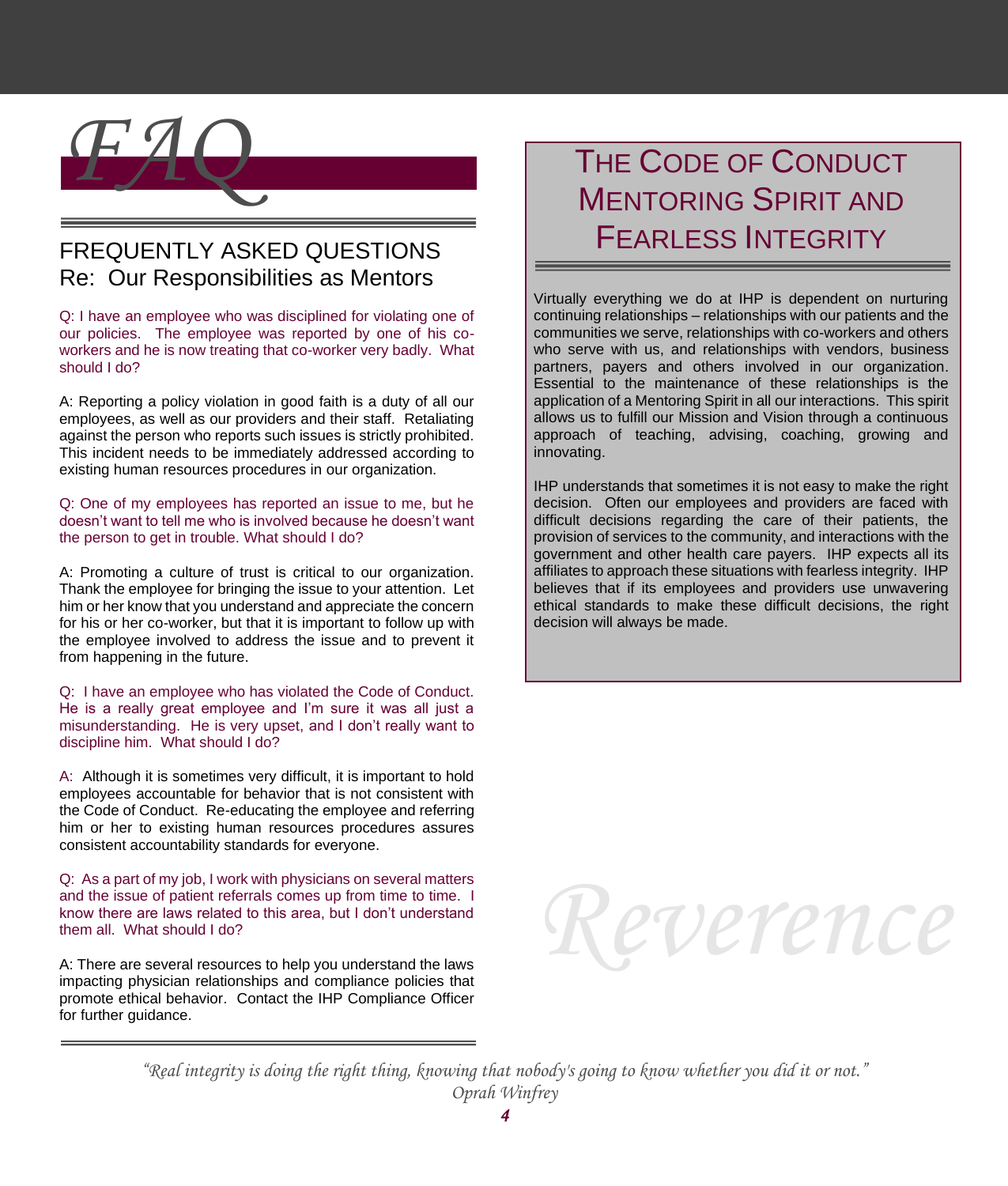# FAQ

## FREQUENTLY ASKED QUESTIONS
## Re: Our Responsibilities as Mentors

Q: I have an employee who was disciplined for violating one of our policies. The employee was reported by one of his co-workers and he is now treating that co-worker very badly. What should I do?

A: Reporting a policy violation in good faith is a duty of all our employees, as well as our providers and their staff. Retaliating against the person who reports such issues is strictly prohibited. This incident needs to be immediately addressed according to existing human resources procedures in our organization.

Q: One of my employees has reported an issue to me, but he doesn't want to tell me who is involved because he doesn't want the person to get in trouble. What should I do?

A: Promoting a culture of trust is critical to our organization. Thank the employee for bringing the issue to your attention. Let him or her know that you understand and appreciate the concern for his or her co-worker, but that it is important to follow up with the employee involved to address the issue and to prevent it from happening in the future.

Q: I have an employee who has violated the Code of Conduct. He is a really great employee and I'm sure it was all just a misunderstanding. He is very upset, and I don't really want to discipline him. What should I do?

A: Although it is sometimes very difficult, it is important to hold employees accountable for behavior that is not consistent with the Code of Conduct. Re-educating the employee and referring him or her to existing human resources procedures assures consistent accountability standards for everyone.

Q: As a part of my job, I work with physicians on several matters and the issue of patient referrals comes up from time to time. I know there are laws related to this area, but I don't understand them all. What should I do?

A: There are several resources to help you understand the laws impacting physician relationships and compliance policies that promote ethical behavior. Contact the IHP Compliance Officer for further guidance.

## THE CODE OF CONDUCT MENTORING SPIRIT AND FEARLESS INTEGRITY

Virtually everything we do at IHP is dependent on nurturing continuing relationships – relationships with our patients and the communities we serve, relationships with co-workers and others who serve with us, and relationships with vendors, business partners, payers and others involved in our organization. Essential to the maintenance of these relationships is the application of a Mentoring Spirit in all our interactions. This spirit allows us to fulfill our Mission and Vision through a continuous approach of teaching, advising, coaching, growing and innovating.

IHP understands that sometimes it is not easy to make the right decision. Often our employees and providers are faced with difficult decisions regarding the care of their patients, the provision of services to the community, and interactions with the government and other health care payers. IHP expects all its affiliates to approach these situations with fearless integrity. IHP believes that if its employees and providers use unwavering ethical standards to make these difficult decisions, the right decision will always be made.

*Reverence*

*"Real integrity is doing the right thing, knowing that nobody's going to know whether you did it or not."*
*Oprah Winfrey*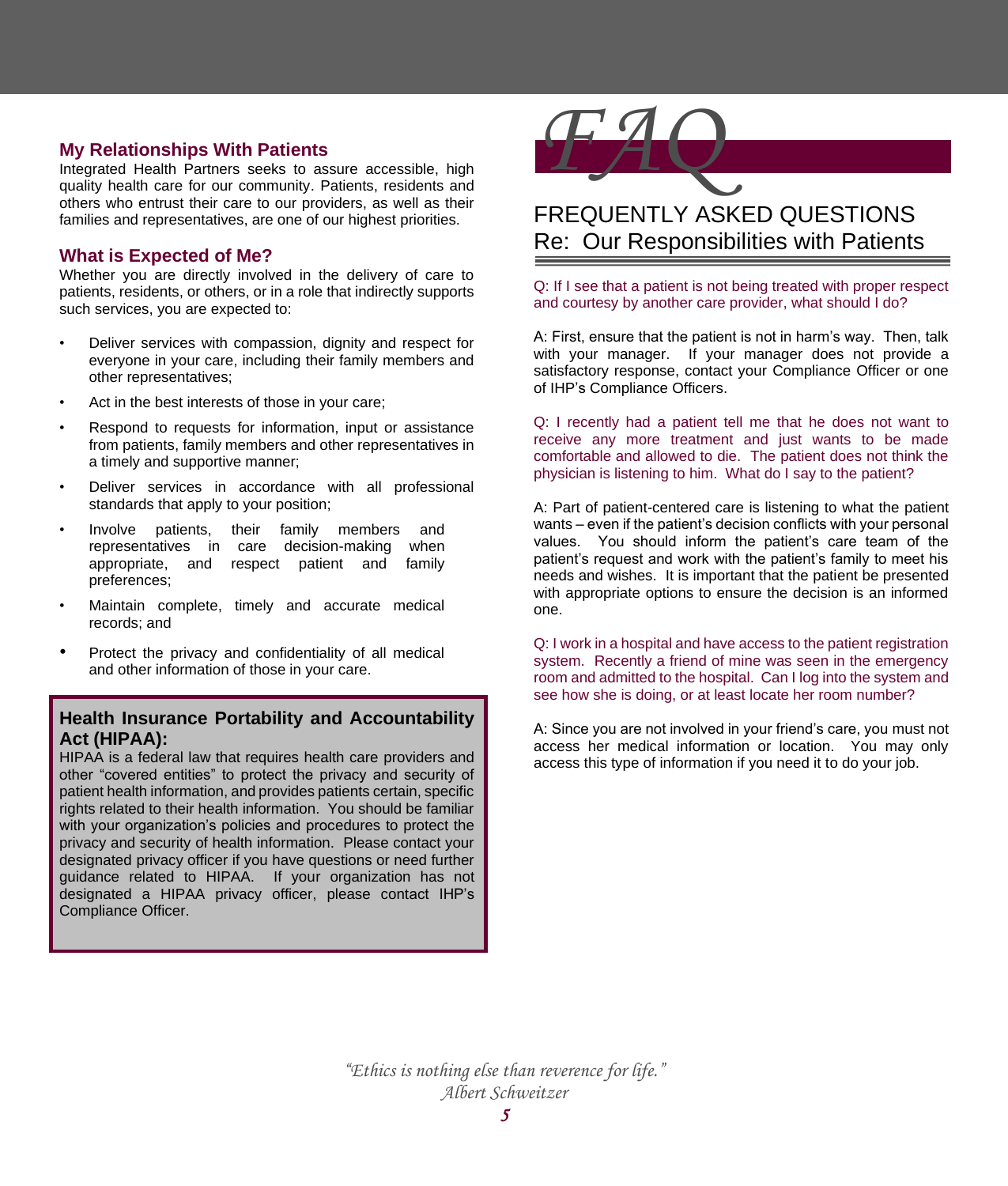## My Relationships With Patients

Integrated Health Partners seeks to assure accessible, high quality health care for our community. Patients, residents and others who entrust their care to our providers, as well as their families and representatives, are one of our highest priorities.

## What is Expected of Me?

Whether you are directly involved in the delivery of care to patients, residents, or others, or in a role that indirectly supports such services, you are expected to:

- Deliver services with compassion, dignity and respect for everyone in your care, including their family members and other representatives;
- Act in the best interests of those in your care;
- Respond to requests for information, input or assistance from patients, family members and other representatives in a timely and supportive manner;
- Deliver services in accordance with all professional standards that apply to your position;
- Involve patients, their family members and representatives in care decision-making when appropriate, and respect patient and family preferences;
- Maintain complete, timely and accurate medical records; and
- Protect the privacy and confidentiality of all medical and other information of those in your care.

### Health Insurance Portability and Accountability Act (HIPAA):

HIPAA is a federal law that requires health care providers and other "covered entities" to protect the privacy and security of patient health information, and provides patients certain, specific rights related to their health information. You should be familiar with your organization's policies and procedures to protect the privacy and security of health information. Please contact your designated privacy officer if you have questions or need further guidance related to HIPAA. If your organization has not designated a HIPAA privacy officer, please contact IHP's Compliance Officer.

# *FAQ*

## FREQUENTLY ASKED QUESTIONS Re: Our Responsibilities with Patients

Q: If I see that a patient is not being treated with proper respect and courtesy by another care provider, what should I do?

A: First, ensure that the patient is not in harm's way. Then, talk with your manager. If your manager does not provide a satisfactory response, contact your Compliance Officer or one of IHP's Compliance Officers.

Q: I recently had a patient tell me that he does not want to receive any more treatment and just wants to be made comfortable and allowed to die. The patient does not think the physician is listening to him. What do I say to the patient?

A: Part of patient-centered care is listening to what the patient wants – even if the patient's decision conflicts with your personal values. You should inform the patient's care team of the patient's request and work with the patient's family to meet his needs and wishes. It is important that the patient be presented with appropriate options to ensure the decision is an informed one.

Q: I work in a hospital and have access to the patient registration system. Recently a friend of mine was seen in the emergency room and admitted to the hospital. Can I log into the system and see how she is doing, or at least locate her room number?

A: Since you are not involved in your friend's care, you must not access her medical information or location. You may only access this type of information if you need it to do your job.

*"Ethics is nothing else than reverence for life."*
*Albert Schweitzer*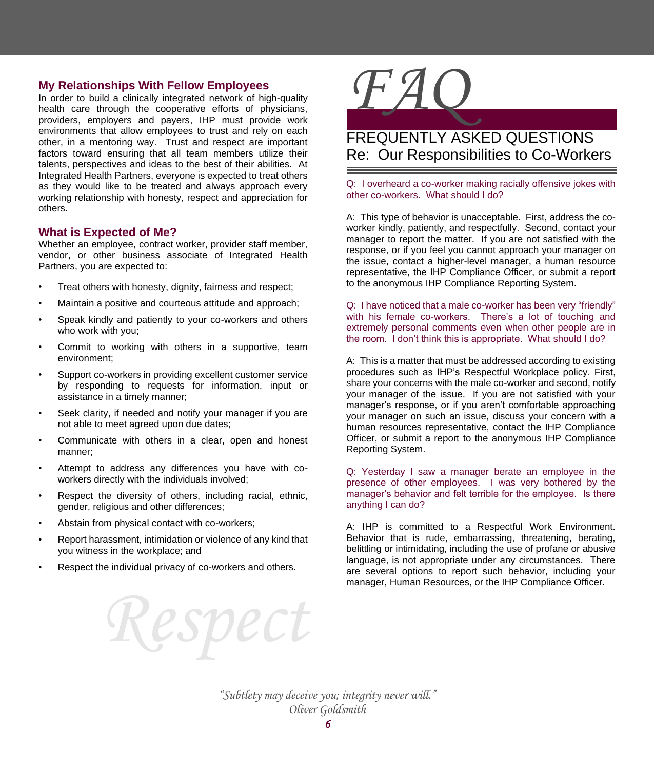## My Relationships With Fellow Employees

In order to build a clinically integrated network of high-quality health care through the cooperative efforts of physicians, providers, employers and payers, IHP must provide work environments that allow employees to trust and rely on each other, in a mentoring way. Trust and respect are important factors toward ensuring that all team members utilize their talents, perspectives and ideas to the best of their abilities. At Integrated Health Partners, everyone is expected to treat others as they would like to be treated and always approach every working relationship with honesty, respect and appreciation for others.

## What is Expected of Me?

Whether an employee, contract worker, provider staff member, vendor, or other business associate of Integrated Health Partners, you are expected to:

- Treat others with honesty, dignity, fairness and respect;
- Maintain a positive and courteous attitude and approach;
- Speak kindly and patiently to your co-workers and others who work with you;
- Commit to working with others in a supportive, team environment;
- Support co-workers in providing excellent customer service by responding to requests for information, input or assistance in a timely manner;
- Seek clarity, if needed and notify your manager if you are not able to meet agreed upon due dates;
- Communicate with others in a clear, open and honest manner;
- Attempt to address any differences you have with co-workers directly with the individuals involved;
- Respect the diversity of others, including racial, ethnic, gender, religious and other differences;
- Abstain from physical contact with co-workers;
- Report harassment, intimidation or violence of any kind that you witness in the workplace; and
- Respect the individual privacy of co-workers and others.

*Respect*

# *FAQ*

## FREQUENTLY ASKED QUESTIONS Re: Our Responsibilities to Co-Workers

Q: I overheard a co-worker making racially offensive jokes with other co-workers. What should I do?

A: This type of behavior is unacceptable. First, address the co-worker kindly, patiently, and respectfully. Second, contact your manager to report the matter. If you are not satisfied with the response, or if you feel you cannot approach your manager on the issue, contact a higher-level manager, a human resource representative, the IHP Compliance Officer, or submit a report to the anonymous IHP Compliance Reporting System.

Q: I have noticed that a male co-worker has been very "friendly" with his female co-workers. There's a lot of touching and extremely personal comments even when other people are in the room. I don't think this is appropriate. What should I do?

A: This is a matter that must be addressed according to existing procedures such as IHP's Respectful Workplace policy. First, share your concerns with the male co-worker and second, notify your manager of the issue. If you are not satisfied with your manager's response, or if you aren't comfortable approaching your manager on such an issue, discuss your concern with a human resources representative, contact the IHP Compliance Officer, or submit a report to the anonymous IHP Compliance Reporting System.

Q: Yesterday I saw a manager berate an employee in the presence of other employees. I was very bothered by the manager's behavior and felt terrible for the employee. Is there anything I can do?

A: IHP is committed to a Respectful Work Environment. Behavior that is rude, embarrassing, threatening, berating, belittling or intimidating, including the use of profane or abusive language, is not appropriate under any circumstances. There are several options to report such behavior, including your manager, Human Resources, or the IHP Compliance Officer.

*"Subtlety may deceive you; integrity never will."*
*Oliver Goldsmith*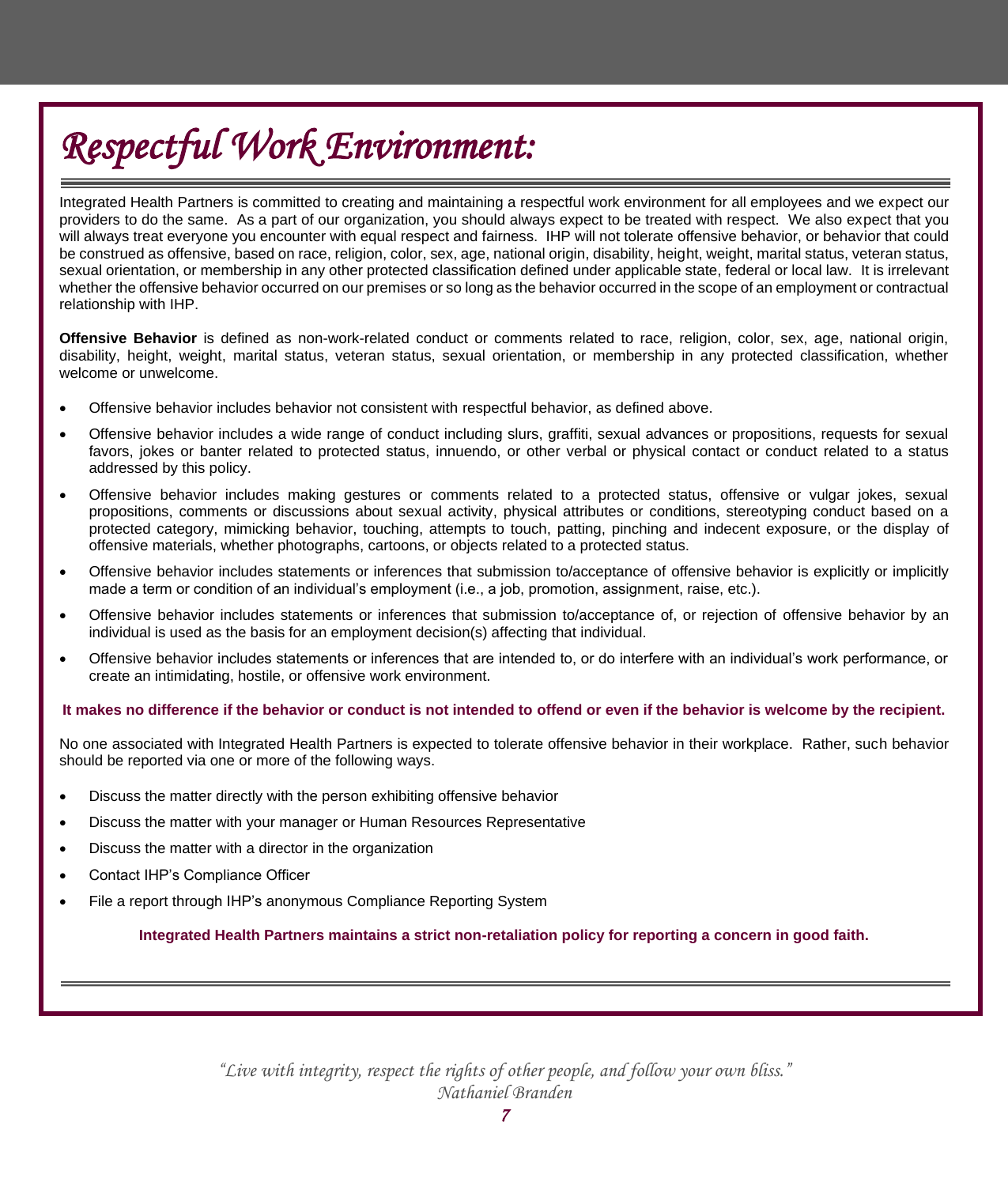# *Respectful Work Environment:*

Integrated Health Partners is committed to creating and maintaining a respectful work environment for all employees and we expect our providers to do the same. As a part of our organization, you should always expect to be treated with respect. We also expect that you will always treat everyone you encounter with equal respect and fairness. IHP will not tolerate offensive behavior, or behavior that could be construed as offensive, based on race, religion, color, sex, age, national origin, disability, height, weight, marital status, veteran status, sexual orientation, or membership in any other protected classification defined under applicable state, federal or local law. It is irrelevant whether the offensive behavior occurred on our premises or so long as the behavior occurred in the scope of an employment or contractual relationship with IHP.

**Offensive Behavior** is defined as non-work-related conduct or comments related to race, religion, color, sex, age, national origin, disability, height, weight, marital status, veteran status, sexual orientation, or membership in any protected classification, whether welcome or unwelcome.

- Offensive behavior includes behavior not consistent with respectful behavior, as defined above.
- Offensive behavior includes a wide range of conduct including slurs, graffiti, sexual advances or propositions, requests for sexual favors, jokes or banter related to protected status, innuendo, or other verbal or physical contact or conduct related to a status addressed by this policy.
- Offensive behavior includes making gestures or comments related to a protected status, offensive or vulgar jokes, sexual propositions, comments or discussions about sexual activity, physical attributes or conditions, stereotyping conduct based on a protected category, mimicking behavior, touching, attempts to touch, patting, pinching and indecent exposure, or the display of offensive materials, whether photographs, cartoons, or objects related to a protected status.
- Offensive behavior includes statements or inferences that submission to/acceptance of offensive behavior is explicitly or implicitly made a term or condition of an individual's employment (i.e., a job, promotion, assignment, raise, etc.).
- Offensive behavior includes statements or inferences that submission to/acceptance of, or rejection of offensive behavior by an individual is used as the basis for an employment decision(s) affecting that individual.
- Offensive behavior includes statements or inferences that are intended to, or do interfere with an individual's work performance, or create an intimidating, hostile, or offensive work environment.

**It makes no difference if the behavior or conduct is not intended to offend or even if the behavior is welcome by the recipient.**

No one associated with Integrated Health Partners is expected to tolerate offensive behavior in their workplace. Rather, such behavior should be reported via one or more of the following ways.

- Discuss the matter directly with the person exhibiting offensive behavior
- Discuss the matter with your manager or Human Resources Representative
- Discuss the matter with a director in the organization
- Contact IHP's Compliance Officer
- File a report through IHP's anonymous Compliance Reporting System

**Integrated Health Partners maintains a strict non-retaliation policy for reporting a concern in good faith.**

*"Live with integrity, respect the rights of other people, and follow your own bliss."*
*Nathaniel Branden*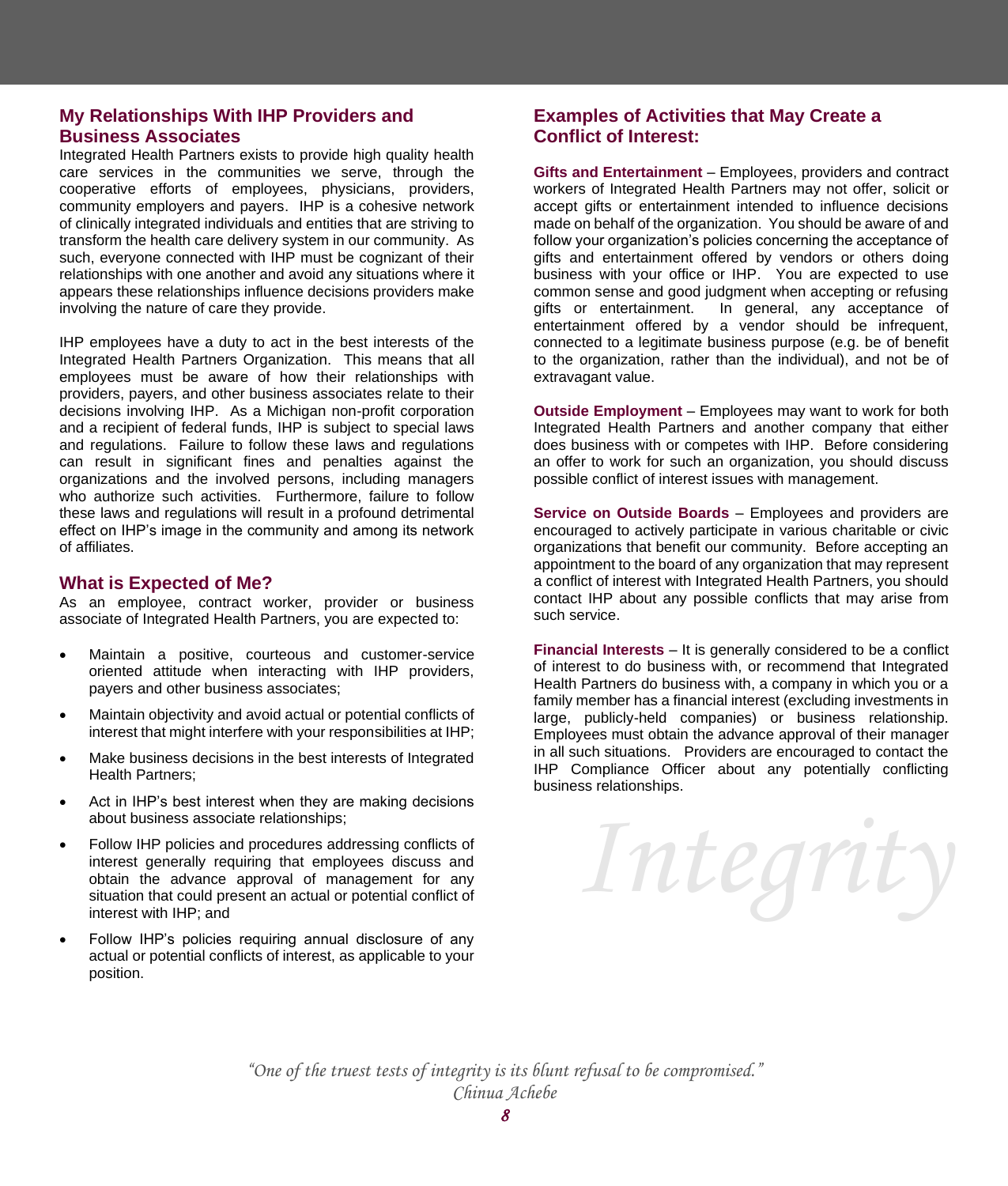## My Relationships With IHP Providers and Business Associates

Integrated Health Partners exists to provide high quality health care services in the communities we serve, through the cooperative efforts of employees, physicians, providers, community employers and payers. IHP is a cohesive network of clinically integrated individuals and entities that are striving to transform the health care delivery system in our community. As such, everyone connected with IHP must be cognizant of their relationships with one another and avoid any situations where it appears these relationships influence decisions providers make involving the nature of care they provide.

IHP employees have a duty to act in the best interests of the Integrated Health Partners Organization. This means that all employees must be aware of how their relationships with providers, payers, and other business associates relate to their decisions involving IHP. As a Michigan non-profit corporation and a recipient of federal funds, IHP is subject to special laws and regulations. Failure to follow these laws and regulations can result in significant fines and penalties against the organizations and the involved persons, including managers who authorize such activities. Furthermore, failure to follow these laws and regulations will result in a profound detrimental effect on IHP's image in the community and among its network of affiliates.

## What is Expected of Me?

As an employee, contract worker, provider or business associate of Integrated Health Partners, you are expected to:

- Maintain a positive, courteous and customer-service oriented attitude when interacting with IHP providers, payers and other business associates;
- Maintain objectivity and avoid actual or potential conflicts of interest that might interfere with your responsibilities at IHP;
- Make business decisions in the best interests of Integrated Health Partners;
- Act in IHP's best interest when they are making decisions about business associate relationships;
- Follow IHP policies and procedures addressing conflicts of interest generally requiring that employees discuss and obtain the advance approval of management for any situation that could present an actual or potential conflict of interest with IHP; and
- Follow IHP's policies requiring annual disclosure of any actual or potential conflicts of interest, as applicable to your position.

## Examples of Activities that May Create a Conflict of Interest:

**Gifts and Entertainment** – Employees, providers and contract workers of Integrated Health Partners may not offer, solicit or accept gifts or entertainment intended to influence decisions made on behalf of the organization. You should be aware of and follow your organization's policies concerning the acceptance of gifts and entertainment offered by vendors or others doing business with your office or IHP. You are expected to use common sense and good judgment when accepting or refusing gifts or entertainment. In general, any acceptance of entertainment offered by a vendor should be infrequent, connected to a legitimate business purpose (e.g. be of benefit to the organization, rather than the individual), and not be of extravagant value.

**Outside Employment** – Employees may want to work for both Integrated Health Partners and another company that either does business with or competes with IHP. Before considering an offer to work for such an organization, you should discuss possible conflict of interest issues with management.

**Service on Outside Boards** – Employees and providers are encouraged to actively participate in various charitable or civic organizations that benefit our community. Before accepting an appointment to the board of any organization that may represent a conflict of interest with Integrated Health Partners, you should contact IHP about any possible conflicts that may arise from such service.

**Financial Interests** – It is generally considered to be a conflict of interest to do business with, or recommend that Integrated Health Partners do business with, a company in which you or a family member has a financial interest (excluding investments in large, publicly-held companies) or business relationship. Employees must obtain the advance approval of their manager in all such situations. Providers are encouraged to contact the IHP Compliance Officer about any potentially conflicting business relationships.

*Integrity*

*"One of the truest tests of integrity is its blunt refusal to be compromised."*
*Chinua Achebe*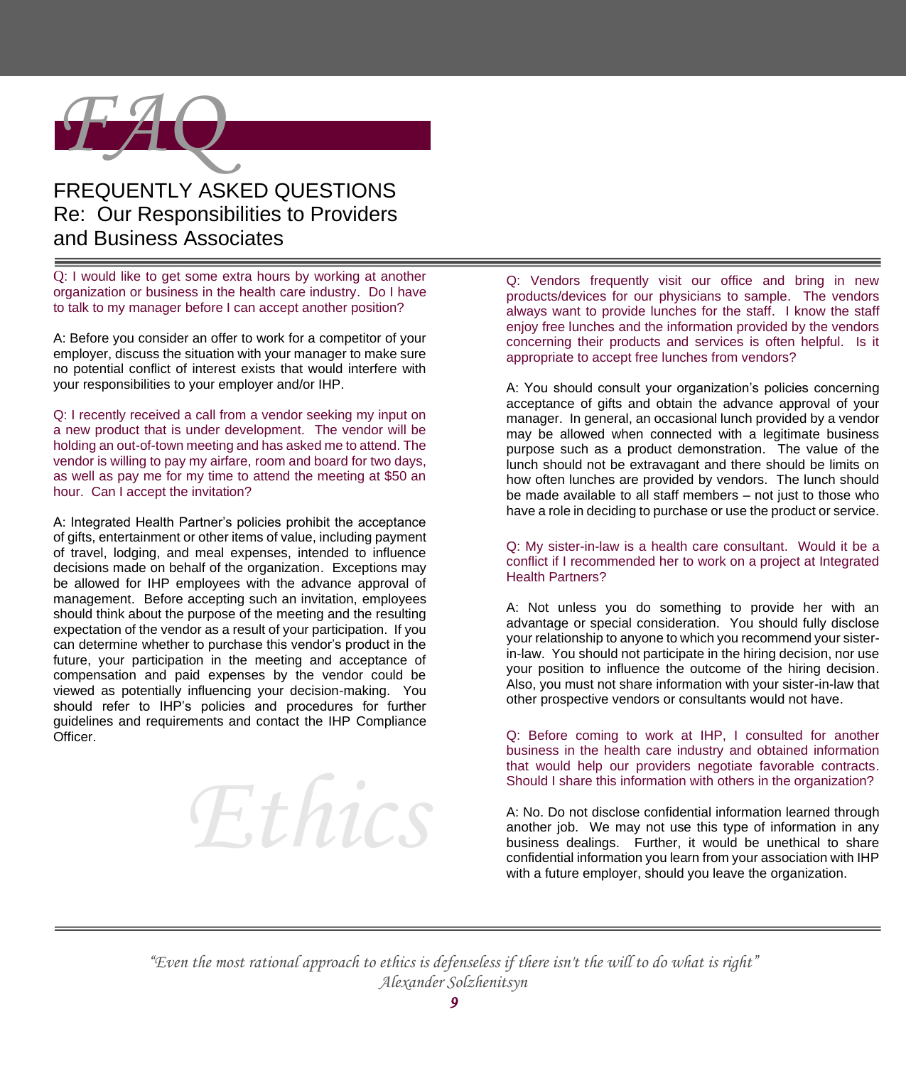# FAQ

## FREQUENTLY ASKED QUESTIONS Re: Our Responsibilities to Providers and Business Associates

Q: I would like to get some extra hours by working at another organization or business in the health care industry. Do I have to talk to my manager before I can accept another position?

A: Before you consider an offer to work for a competitor of your employer, discuss the situation with your manager to make sure no potential conflict of interest exists that would interfere with your responsibilities to your employer and/or IHP.

Q: I recently received a call from a vendor seeking my input on a new product that is under development. The vendor will be holding an out-of-town meeting and has asked me to attend. The vendor is willing to pay my airfare, room and board for two days, as well as pay me for my time to attend the meeting at $50 an hour. Can I accept the invitation?

A: Integrated Health Partner's policies prohibit the acceptance of gifts, entertainment or other items of value, including payment of travel, lodging, and meal expenses, intended to influence decisions made on behalf of the organization. Exceptions may be allowed for IHP employees with the advance approval of management. Before accepting such an invitation, employees should think about the purpose of the meeting and the resulting expectation of the vendor as a result of your participation. If you can determine whether to purchase this vendor's product in the future, your participation in the meeting and acceptance of compensation and paid expenses by the vendor could be viewed as potentially influencing your decision-making. You should refer to IHP's policies and procedures for further guidelines and requirements and contact the IHP Compliance Officer.

Q: Vendors frequently visit our office and bring in new products/devices for our physicians to sample. The vendors always want to provide lunches for the staff. I know the staff enjoy free lunches and the information provided by the vendors concerning their products and services is often helpful. Is it appropriate to accept free lunches from vendors?

A: You should consult your organization's policies concerning acceptance of gifts and obtain the advance approval of your manager. In general, an occasional lunch provided by a vendor may be allowed when connected with a legitimate business purpose such as a product demonstration. The value of the lunch should not be extravagant and there should be limits on how often lunches are provided by vendors. The lunch should be made available to all staff members – not just to those who have a role in deciding to purchase or use the product or service.

Q: My sister-in-law is a health care consultant. Would it be a conflict if I recommended her to work on a project at Integrated Health Partners?

A: Not unless you do something to provide her with an advantage or special consideration. You should fully disclose your relationship to anyone to which you recommend your sister-in-law. You should not participate in the hiring decision, nor use your position to influence the outcome of the hiring decision. Also, you must not share information with your sister-in-law that other prospective vendors or consultants would not have.

Q: Before coming to work at IHP, I consulted for another business in the health care industry and obtained information that would help our providers negotiate favorable contracts. Should I share this information with others in the organization?

A: No. Do not disclose confidential information learned through another job. We may not use this type of information in any business dealings. Further, it would be unethical to share confidential information you learn from your association with IHP with a future employer, should you leave the organization.

*"Even the most rational approach to ethics is defenseless if there isn't the will to do what is right"*
*Alexander Solzhenitsyn*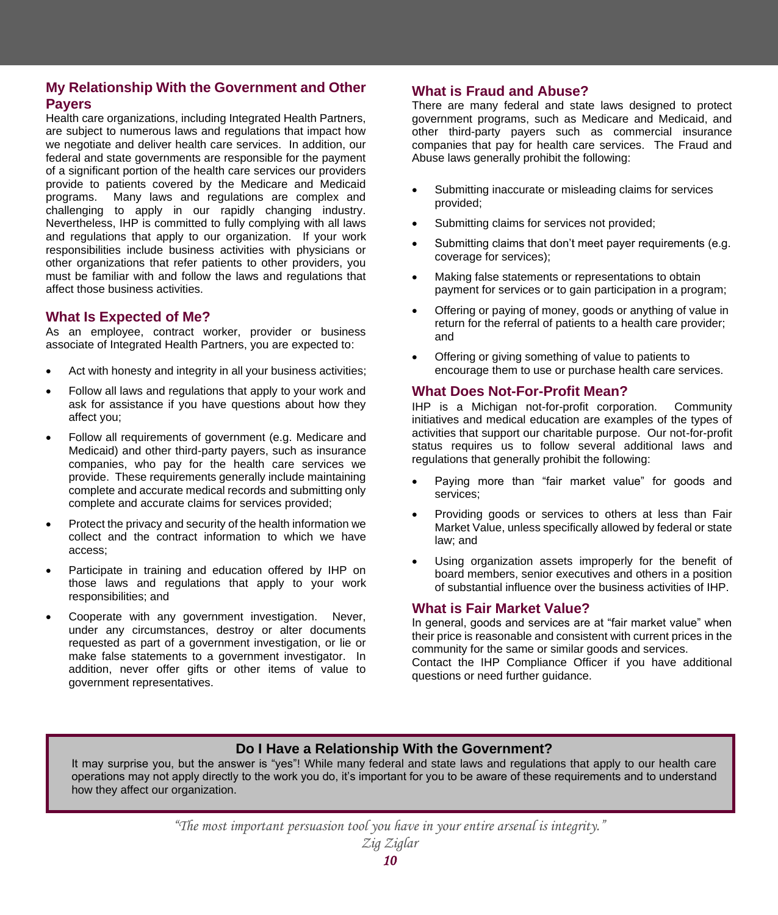## My Relationship With the Government and Other Payers

Health care organizations, including Integrated Health Partners, are subject to numerous laws and regulations that impact how we negotiate and deliver health care services. In addition, our federal and state governments are responsible for the payment of a significant portion of the health care services our providers provide to patients covered by the Medicare and Medicaid programs. Many laws and regulations are complex and challenging to apply in our rapidly changing industry. Nevertheless, IHP is committed to fully complying with all laws and regulations that apply to our organization. If your work responsibilities include business activities with physicians or other organizations that refer patients to other providers, you must be familiar with and follow the laws and regulations that affect those business activities.

## What Is Expected of Me?

As an employee, contract worker, provider or business associate of Integrated Health Partners, you are expected to:

- Act with honesty and integrity in all your business activities;
- Follow all laws and regulations that apply to your work and ask for assistance if you have questions about how they affect you;
- Follow all requirements of government (e.g. Medicare and Medicaid) and other third-party payers, such as insurance companies, who pay for the health care services we provide. These requirements generally include maintaining complete and accurate medical records and submitting only complete and accurate claims for services provided;
- Protect the privacy and security of the health information we collect and the contract information to which we have access;
- Participate in training and education offered by IHP on those laws and regulations that apply to your work responsibilities; and
- Cooperate with any government investigation. Never, under any circumstances, destroy or alter documents requested as part of a government investigation, or lie or make false statements to a government investigator. In addition, never offer gifts or other items of value to government representatives.

## What is Fraud and Abuse?

There are many federal and state laws designed to protect government programs, such as Medicare and Medicaid, and other third-party payers such as commercial insurance companies that pay for health care services. The Fraud and Abuse laws generally prohibit the following:

- Submitting inaccurate or misleading claims for services provided;
- Submitting claims for services not provided;
- Submitting claims that don't meet payer requirements (e.g. coverage for services);
- Making false statements or representations to obtain payment for services or to gain participation in a program;
- Offering or paying of money, goods or anything of value in return for the referral of patients to a health care provider; and
- Offering or giving something of value to patients to encourage them to use or purchase health care services.

## What Does Not-For-Profit Mean?

IHP is a Michigan not-for-profit corporation. Community initiatives and medical education are examples of the types of activities that support our charitable purpose. Our not-for-profit status requires us to follow several additional laws and regulations that generally prohibit the following:

- Paying more than "fair market value" for goods and services;
- Providing goods or services to others at less than Fair Market Value, unless specifically allowed by federal or state law; and
- Using organization assets improperly for the benefit of board members, senior executives and others in a position of substantial influence over the business activities of IHP.

## What is Fair Market Value?

In general, goods and services are at "fair market value" when their price is reasonable and consistent with current prices in the community for the same or similar goods and services.

Contact the IHP Compliance Officer if you have additional questions or need further guidance.

### Do I Have a Relationship With the Government?

It may surprise you, but the answer is "yes"! While many federal and state laws and regulations that apply to our health care operations may not apply directly to the work you do, it's important for you to be aware of these requirements and to understand how they affect our organization.

*"The most important persuasion tool you have in your entire arsenal is integrity."*
*Zig Ziglar*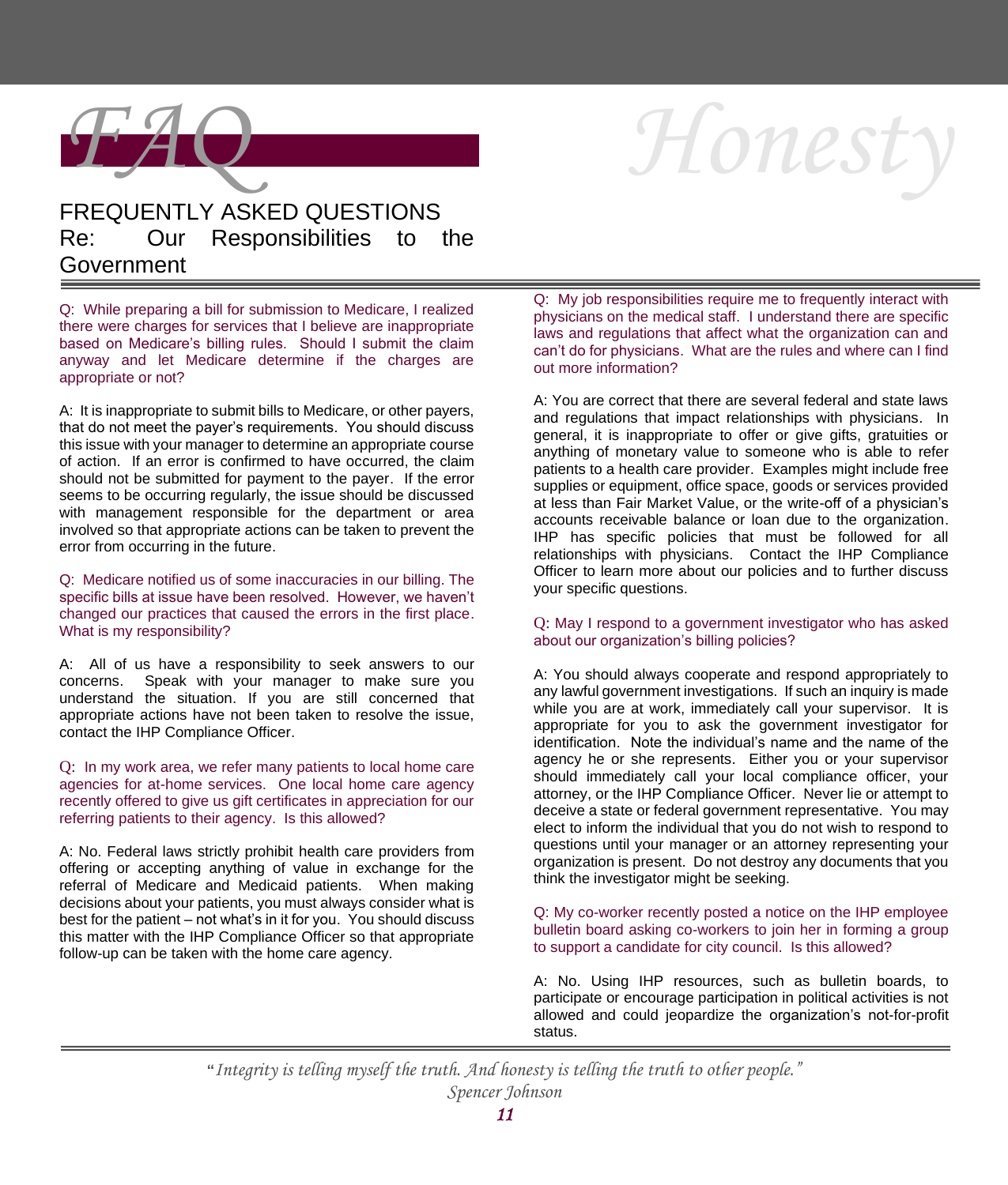# FAQ

# Honesty

## FREQUENTLY ASKED QUESTIONS
## Re: Our Responsibilities to the Government

Q: While preparing a bill for submission to Medicare, I realized there were charges for services that I believe are inappropriate based on Medicare's billing rules. Should I submit the claim anyway and let Medicare determine if the charges are appropriate or not?

A: It is inappropriate to submit bills to Medicare, or other payers, that do not meet the payer's requirements. You should discuss this issue with your manager to determine an appropriate course of action. If an error is confirmed to have occurred, the claim should not be submitted for payment to the payer. If the error seems to be occurring regularly, the issue should be discussed with management responsible for the department or area involved so that appropriate actions can be taken to prevent the error from occurring in the future.

Q: Medicare notified us of some inaccuracies in our billing. The specific bills at issue have been resolved. However, we haven't changed our practices that caused the errors in the first place. What is my responsibility?

A: All of us have a responsibility to seek answers to our concerns. Speak with your manager to make sure you understand the situation. If you are still concerned that appropriate actions have not been taken to resolve the issue, contact the IHP Compliance Officer.

Q: In my work area, we refer many patients to local home care agencies for at-home services. One local home care agency recently offered to give us gift certificates in appreciation for our referring patients to their agency. Is this allowed?

A: No. Federal laws strictly prohibit health care providers from offering or accepting anything of value in exchange for the referral of Medicare and Medicaid patients. When making decisions about your patients, you must always consider what is best for the patient – not what's in it for you. You should discuss this matter with the IHP Compliance Officer so that appropriate follow-up can be taken with the home care agency.

Q: My job responsibilities require me to frequently interact with physicians on the medical staff. I understand there are specific laws and regulations that affect what the organization can and can't do for physicians. What are the rules and where can I find out more information?

A: You are correct that there are several federal and state laws and regulations that impact relationships with physicians. In general, it is inappropriate to offer or give gifts, gratuities or anything of monetary value to someone who is able to refer patients to a health care provider. Examples might include free supplies or equipment, office space, goods or services provided at less than Fair Market Value, or the write-off of a physician's accounts receivable balance or loan due to the organization. IHP has specific policies that must be followed for all relationships with physicians. Contact the IHP Compliance Officer to learn more about our policies and to further discuss your specific questions.

Q: May I respond to a government investigator who has asked about our organization's billing policies?

A: You should always cooperate and respond appropriately to any lawful government investigations. If such an inquiry is made while you are at work, immediately call your supervisor. It is appropriate for you to ask the government investigator for identification. Note the individual's name and the name of the agency he or she represents. Either you or your supervisor should immediately call your local compliance officer, your attorney, or the IHP Compliance Officer. Never lie or attempt to deceive a state or federal government representative. You may elect to inform the individual that you do not wish to respond to questions until your manager or an attorney representing your organization is present. Do not destroy any documents that you think the investigator might be seeking.

Q: My co-worker recently posted a notice on the IHP employee bulletin board asking co-workers to join her in forming a group to support a candidate for city council. Is this allowed?

A: No. Using IHP resources, such as bulletin boards, to participate or encourage participation in political activities is not allowed and could jeopardize the organization's not-for-profit status.

*"Integrity is telling myself the truth. And honesty is telling the truth to other people."*
*Spencer Johnson*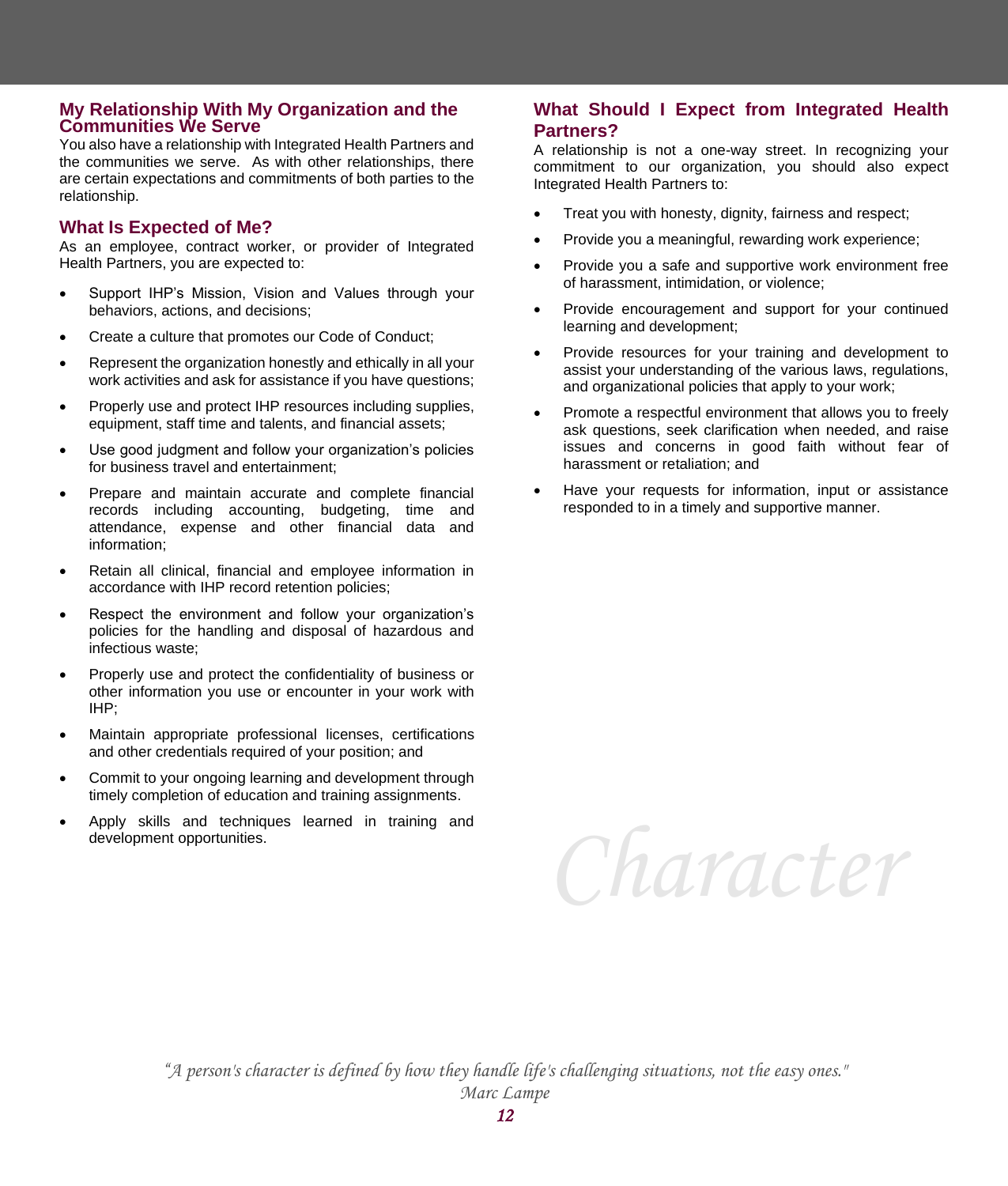## My Relationship With My Organization and the Communities We Serve

You also have a relationship with Integrated Health Partners and the communities we serve. As with other relationships, there are certain expectations and commitments of both parties to the relationship.

## What Is Expected of Me?

As an employee, contract worker, or provider of Integrated Health Partners, you are expected to:

- Support IHP's Mission, Vision and Values through your behaviors, actions, and decisions;
- Create a culture that promotes our Code of Conduct;
- Represent the organization honestly and ethically in all your work activities and ask for assistance if you have questions;
- Properly use and protect IHP resources including supplies, equipment, staff time and talents, and financial assets;
- Use good judgment and follow your organization's policies for business travel and entertainment;
- Prepare and maintain accurate and complete financial records including accounting, budgeting, time and attendance, expense and other financial data and information;
- Retain all clinical, financial and employee information in accordance with IHP record retention policies;
- Respect the environment and follow your organization's policies for the handling and disposal of hazardous and infectious waste;
- Properly use and protect the confidentiality of business or other information you use or encounter in your work with IHP;
- Maintain appropriate professional licenses, certifications and other credentials required of your position; and
- Commit to your ongoing learning and development through timely completion of education and training assignments.
- Apply skills and techniques learned in training and development opportunities.

## What Should I Expect from Integrated Health Partners?

A relationship is not a one-way street. In recognizing your commitment to our organization, you should also expect Integrated Health Partners to:

- Treat you with honesty, dignity, fairness and respect;
- Provide you a meaningful, rewarding work experience;
- Provide you a safe and supportive work environment free of harassment, intimidation, or violence;
- Provide encouragement and support for your continued learning and development;
- Provide resources for your training and development to assist your understanding of the various laws, regulations, and organizational policies that apply to your work;
- Promote a respectful environment that allows you to freely ask questions, seek clarification when needed, and raise issues and concerns in good faith without fear of harassment or retaliation; and
- Have your requests for information, input or assistance responded to in a timely and supportive manner.

*Character*

*"A person's character is defined by how they handle life's challenging situations, not the easy ones."*
*Marc Lampe*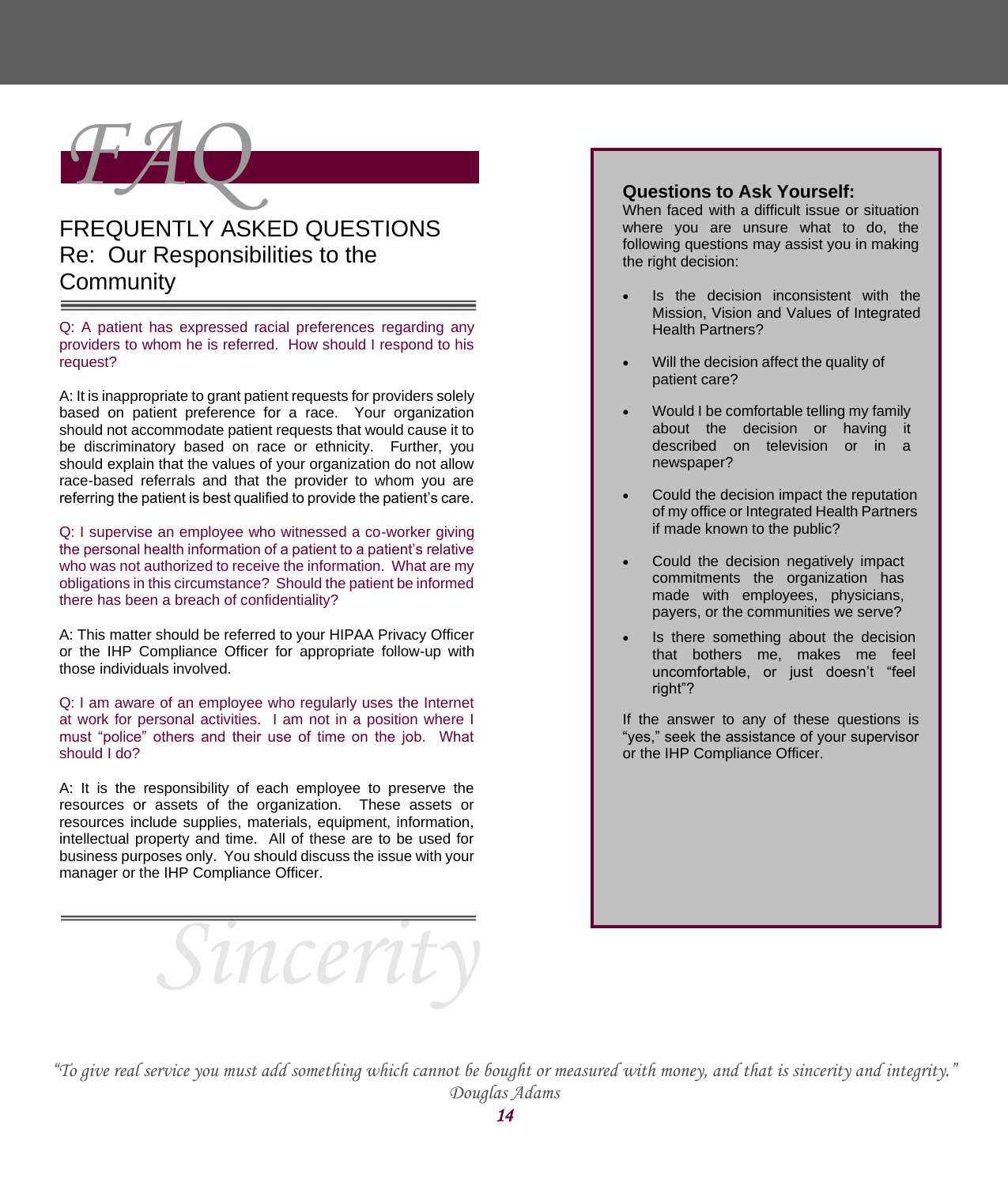# FAQ

## FREQUENTLY ASKED QUESTIONS
## Re: Our Responsibilities to the Community

Q: A patient has expressed racial preferences regarding any providers to whom he is referred. How should I respond to his request?

A: It is inappropriate to grant patient requests for providers solely based on patient preference for a race. Your organization should not accommodate patient requests that would cause it to be discriminatory based on race or ethnicity. Further, you should explain that the values of your organization do not allow race-based referrals and that the provider to whom you are referring the patient is best qualified to provide the patient's care.

Q: I supervise an employee who witnessed a co-worker giving the personal health information of a patient to a patient's relative who was not authorized to receive the information. What are my obligations in this circumstance? Should the patient be informed there has been a breach of confidentiality?

A: This matter should be referred to your HIPAA Privacy Officer or the IHP Compliance Officer for appropriate follow-up with those individuals involved.

Q: I am aware of an employee who regularly uses the Internet at work for personal activities. I am not in a position where I must "police" others and their use of time on the job. What should I do?

A: It is the responsibility of each employee to preserve the resources or assets of the organization. These assets or resources include supplies, materials, equipment, information, intellectual property and time. All of these are to be used for business purposes only. You should discuss the issue with your manager or the IHP Compliance Officer.

*Sincerity*

**Questions to Ask Yourself:**
When faced with a difficult issue or situation where you are unsure what to do, the following questions may assist you in making the right decision:

- Is the decision inconsistent with the Mission, Vision and Values of Integrated Health Partners?
- Will the decision affect the quality of patient care?
- Would I be comfortable telling my family about the decision or having it described on television or in a newspaper?
- Could the decision impact the reputation of my office or Integrated Health Partners if made known to the public?
- Could the decision negatively impact commitments the organization has made with employees, physicians, payers, or the communities we serve?
- Is there something about the decision that bothers me, makes me feel uncomfortable, or just doesn't "feel right"?

If the answer to any of these questions is "yes," seek the assistance of your supervisor or the IHP Compliance Officer.

*"To give real service you must add something which cannot be bought or measured with money, and that is sincerity and integrity."*
*Douglas Adams*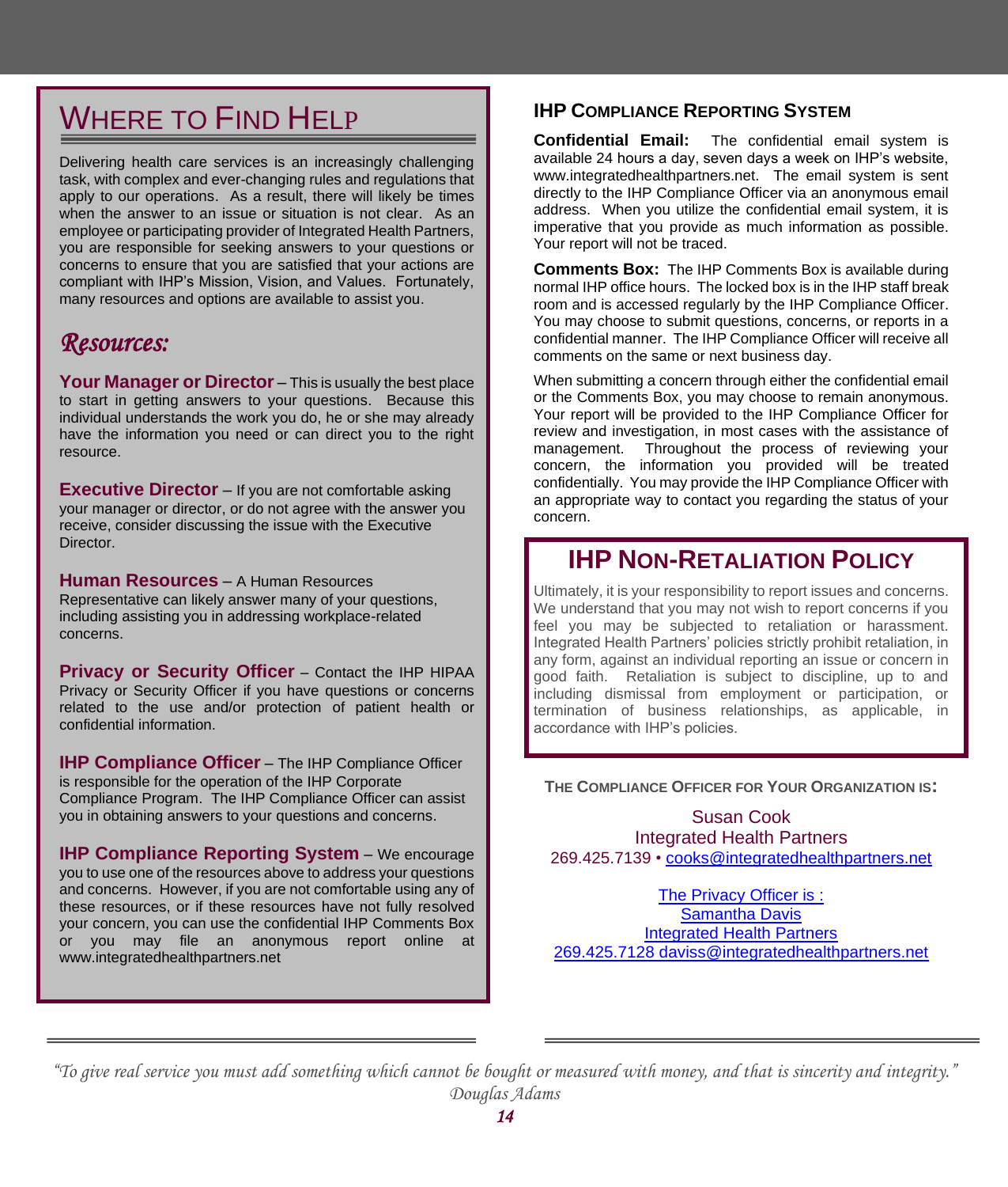# Where to Find Help

Delivering health care services is an increasingly challenging task, with complex and ever-changing rules and regulations that apply to our operations. As a result, there will likely be times when the answer to an issue or situation is not clear. As an employee or participating provider of Integrated Health Partners, you are responsible for seeking answers to your questions or concerns to ensure that you are satisfied that your actions are compliant with IHP's Mission, Vision, and Values. Fortunately, many resources and options are available to assist you.

## *Resources:*

**Your Manager or Director** – This is usually the best place to start in getting answers to your questions. Because this individual understands the work you do, he or she may already have the information you need or can direct you to the right resource.

**Executive Director** – If you are not comfortable asking your manager or director, or do not agree with the answer you receive, consider discussing the issue with the Executive Director.

**Human Resources** – A Human Resources Representative can likely answer many of your questions, including assisting you in addressing workplace-related concerns.

**Privacy or Security Officer** – Contact the IHP HIPAA Privacy or Security Officer if you have questions or concerns related to the use and/or protection of patient health or confidential information.

**IHP Compliance Officer** – The IHP Compliance Officer is responsible for the operation of the IHP Corporate Compliance Program. The IHP Compliance Officer can assist you in obtaining answers to your questions and concerns.

**IHP Compliance Reporting System** – We encourage you to use one of the resources above to address your questions and concerns. However, if you are not comfortable using any of these resources, or if these resources have not fully resolved your concern, you can use the confidential IHP Comments Box or you may file an anonymous report online at www.integratedhealthpartners.net

## IHP Compliance Reporting System

**Confidential Email:** The confidential email system is available 24 hours a day, seven days a week on IHP's website, www.integratedhealthpartners.net. The email system is sent directly to the IHP Compliance Officer via an anonymous email address. When you utilize the confidential email system, it is imperative that you provide as much information as possible. Your report will not be traced.

**Comments Box:** The IHP Comments Box is available during normal IHP office hours. The locked box is in the IHP staff break room and is accessed regularly by the IHP Compliance Officer. You may choose to submit questions, concerns, or reports in a confidential manner. The IHP Compliance Officer will receive all comments on the same or next business day.

When submitting a concern through either the confidential email or the Comments Box, you may choose to remain anonymous. Your report will be provided to the IHP Compliance Officer for review and investigation, in most cases with the assistance of management. Throughout the process of reviewing your concern, the information you provided will be treated confidentially. You may provide the IHP Compliance Officer with an appropriate way to contact you regarding the status of your concern.

## IHP Non-Retaliation Policy

Ultimately, it is your responsibility to report issues and concerns. We understand that you may not wish to report concerns if you feel you may be subjected to retaliation or harassment. Integrated Health Partners' policies strictly prohibit retaliation, in any form, against an individual reporting an issue or concern in good faith. Retaliation is subject to discipline, up to and including dismissal from employment or participation, or termination of business relationships, as applicable, in accordance with IHP's policies.

**The Compliance Officer for Your Organization is:**

Susan Cook
Integrated Health Partners
269.425.7139 • cooks@integratedhealthpartners.net

The Privacy Officer is :
Samantha Davis
Integrated Health Partners
269.425.7128 daviss@integratedhealthpartners.net

*"To give real service you must add something which cannot be bought or measured with money, and that is sincerity and integrity." Douglas Adams*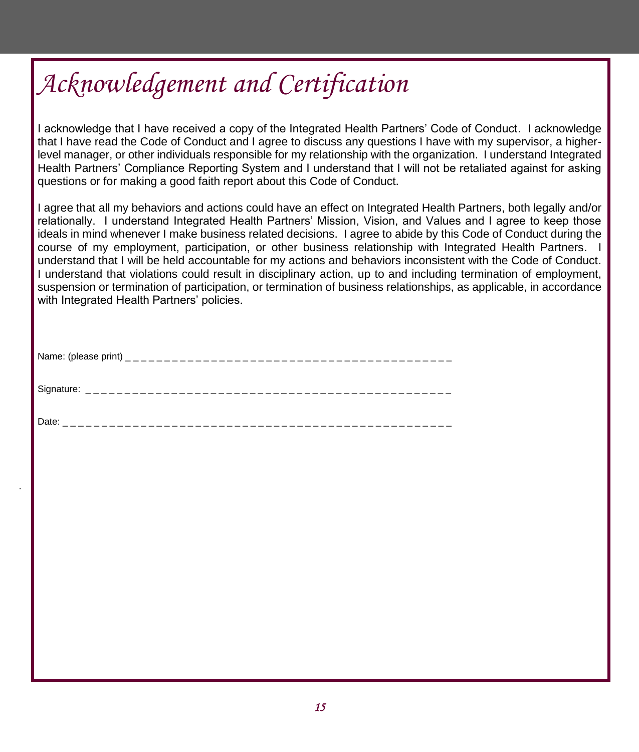# Acknowledgement and Certification

I acknowledge that I have received a copy of the Integrated Health Partners' Code of Conduct. I acknowledge that I have read the Code of Conduct and I agree to discuss any questions I have with my supervisor, a higher-level manager, or other individuals responsible for my relationship with the organization. I understand Integrated Health Partners' Compliance Reporting System and I understand that I will not be retaliated against for asking questions or for making a good faith report about this Code of Conduct.

I agree that all my behaviors and actions could have an effect on Integrated Health Partners, both legally and/or relationally. I understand Integrated Health Partners' Mission, Vision, and Values and I agree to keep those ideals in mind whenever I make business related decisions. I agree to abide by this Code of Conduct during the course of my employment, participation, or other business relationship with Integrated Health Partners. I understand that I will be held accountable for my actions and behaviors inconsistent with the Code of Conduct. I understand that violations could result in disciplinary action, up to and including termination of employment, suspension or termination of participation, or termination of business relationships, as applicable, in accordance with Integrated Health Partners' policies.

Name: (please print) _ _ _ _ _ _ _ _ _ _ _ _ _ _ _ _ _ _ _ _ _ _ _ _ _ _ _ _ _ _ _ _ _ _ _ _ _ _ _ _ _ _ _ _

Signature: _ _ _ _ _ _ _ _ _ _ _ _ _ _ _ _ _ _ _ _ _ _ _ _ _ _ _ _ _ _ _ _ _ _ _ _ _ _ _ _ _ _ _ _ _ _ _ _

Date: _ _ _ _ _ _ _ _ _ _ _ _ _ _ _ _ _ _ _ _ _ _ _ _ _ _ _ _ _ _ _ _ _ _ _ _ _ _ _ _ _ _ _ _ _ _ _ _ _ _ _ _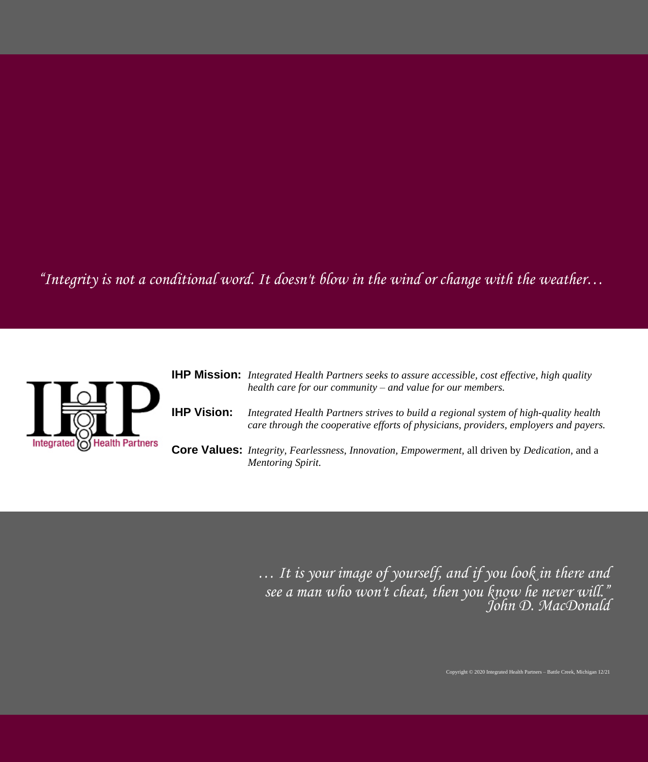*"Integrity is not a conditional word. It doesn't blow in the wind or change with the weather…*

Integrated Health Partners

**IHP Mission:** *Integrated Health Partners seeks to assure accessible, cost effective, high quality health care for our community – and value for our members.*

**IHP Vision:** *Integrated Health Partners strives to build a regional system of high-quality health care through the cooperative efforts of physicians, providers, employers and payers.*

**Core Values:** *Integrity, Fearlessness, Innovation, Empowerment,* all driven by *Dedication,* and a *Mentoring Spirit.*

*… It is your image of yourself, and if you look in there and see a man who won't cheat, then you know he never will."*
*John D. MacDonald*

Copyright © 2020 Integrated Health Partners – Battle Creek, Michigan 12/21